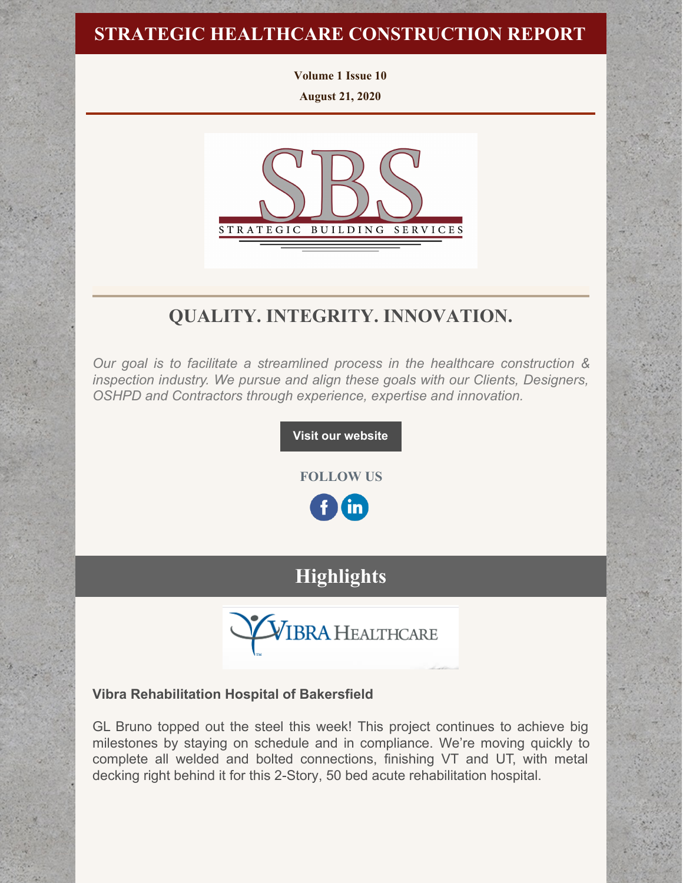# STRATEGIC HEALTHCARE CONSTRUCTION REPORT

**Volume 1 Issue 10**

**August 21, 2020**

## QUALITY. INTEGRITY. INNOVATION.

*Our goal is to facilitate a streamlined process in the healthcare construction & inspection industry. We pursue and align these goals with our Clients, Designers, OSHPD and Contractors through experience, expertise and innovation.*

**Visit our website**

**FOLLOW US**

## Highlights

### Vibra Rehabilitation Hospital of Bakersfield

GL Bruno topped out the steel this week! This project continues to achieve big milestones by staying on schedule and in compliance. We're moving quickly to complete all welded and bolted connections, finishing VT and UT, with metal decking right behind it for this 2-Story, 50 bed acute rehabilitation hospital.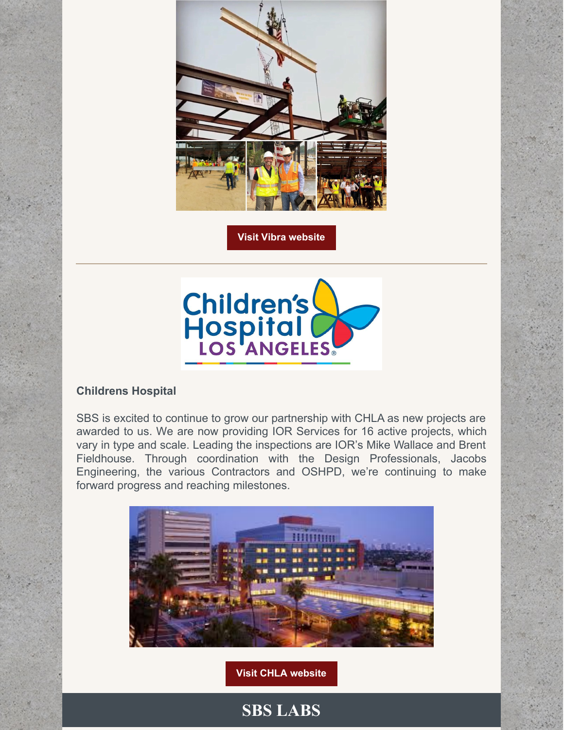Visit Vibra website

---

**Childrens Hospital**

SBS is excited to continue to grow our partnership with CHLA as new projects are awarded to us. We are now providing IOR Services for 16 active projects, which vary in type and scale. Leading the inspections are IOR's Mike Wallace and Brent Fieldhouse. Through coordination with the Design Professionals, Jacobs Engineering, the various Contractors and OSHPD, we're continuing to make forward progress and reaching milestones.

Visit CHLA website

## SBS LABS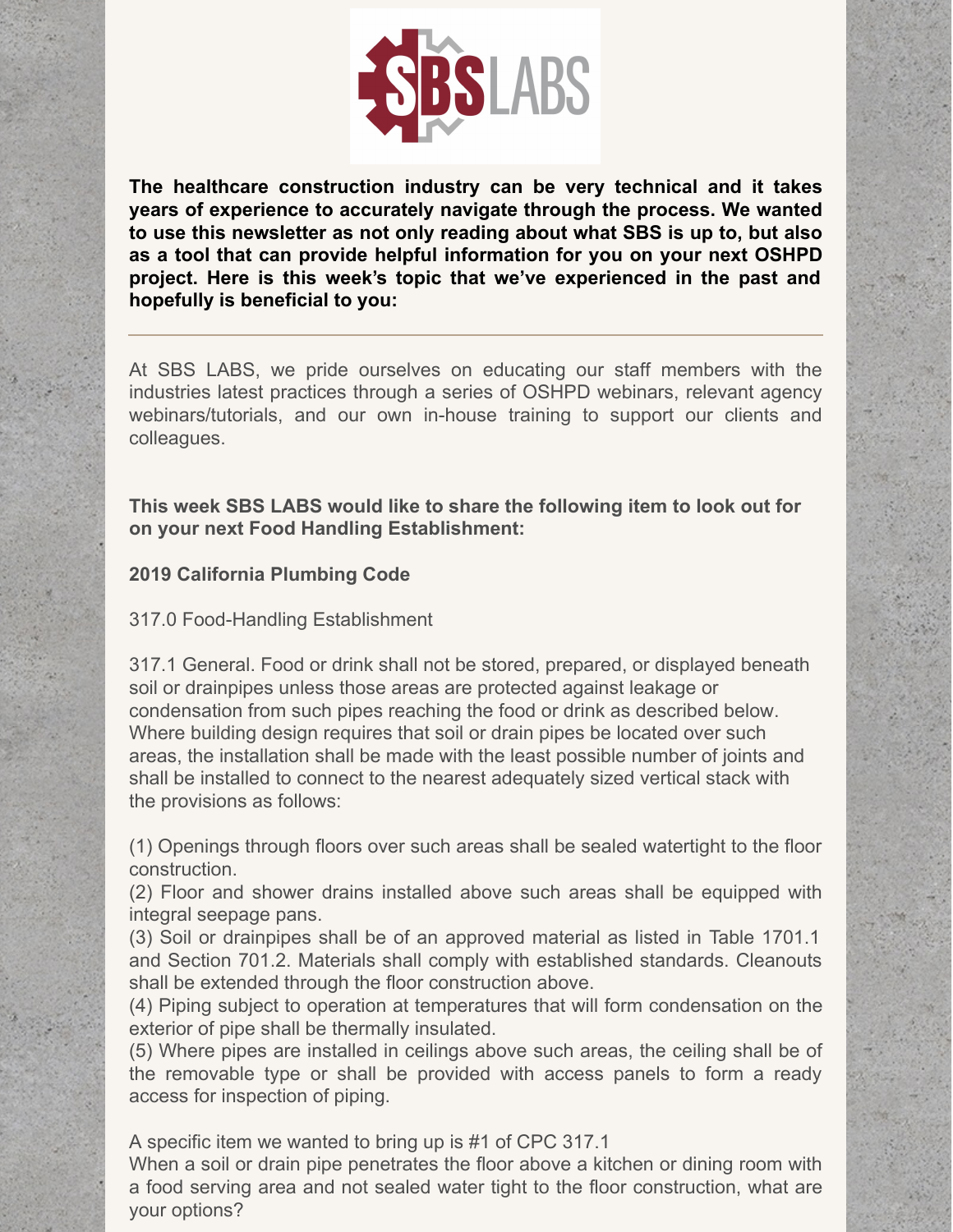**The healthcare construction industry can be very technical and it takes years of experience to accurately navigate through the process. We wanted to use this newsletter as not only reading about what SBS is up to, but also as a tool that can provide helpful information for you on your next OSHPD project. Here is this week's topic that we've experienced in the past and hopefully is beneficial to you:**

---

At SBS LABS, we pride ourselves on educating our staff members with the industries latest practices through a series of OSHPD webinars, relevant agency webinars/tutorials, and our own in-house training to support our clients and colleagues.

**This week SBS LABS would like to share the following item to look out for on your next Food Handling Establishment:**

**2019 California Plumbing Code**

317.0 Food-Handling Establishment

317.1 General. Food or drink shall not be stored, prepared, or displayed beneath soil or drainpipes unless those areas are protected against leakage or condensation from such pipes reaching the food or drink as described below. Where building design requires that soil or drain pipes be located over such areas, the installation shall be made with the least possible number of joints and shall be installed to connect to the nearest adequately sized vertical stack with the provisions as follows:

(1) Openings through floors over such areas shall be sealed watertight to the floor construction.
(2) Floor and shower drains installed above such areas shall be equipped with integral seepage pans.
(3) Soil or drainpipes shall be of an approved material as listed in Table 1701.1 and Section 701.2. Materials shall comply with established standards. Cleanouts shall be extended through the floor construction above.
(4) Piping subject to operation at temperatures that will form condensation on the exterior of pipe shall be thermally insulated.
(5) Where pipes are installed in ceilings above such areas, the ceiling shall be of the removable type or shall be provided with access panels to form a ready access for inspection of piping.

A specific item we wanted to bring up is #1 of CPC 317.1
When a soil or drain pipe penetrates the floor above a kitchen or dining room with a food serving area and not sealed water tight to the floor construction, what are your options?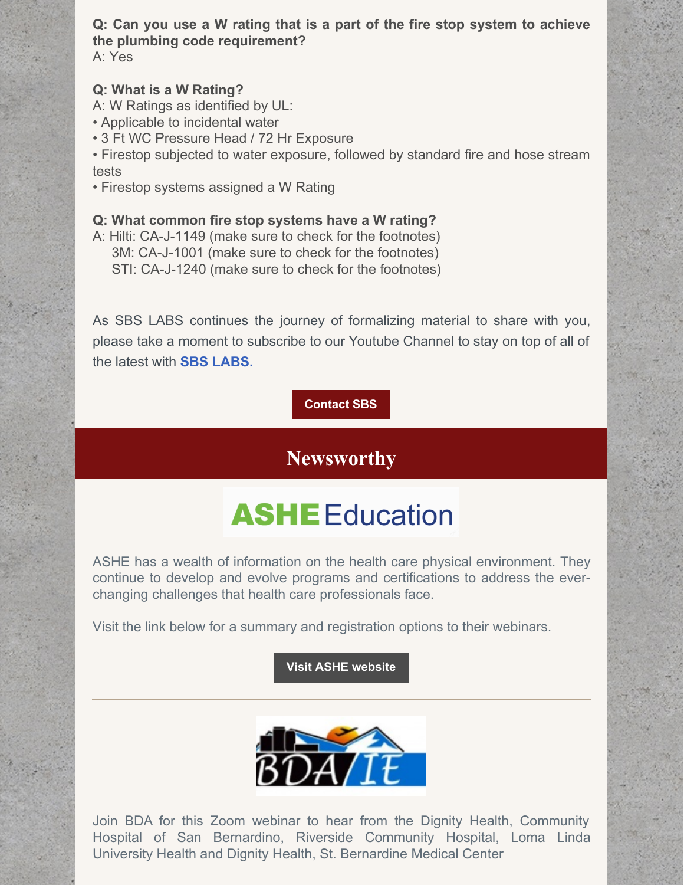**Q: Can you use a W rating that is a part of the fire stop system to achieve the plumbing code requirement?**
A: Yes

**Q: What is a W Rating?**
A: W Ratings as identified by UL:
• Applicable to incidental water
• 3 Ft WC Pressure Head / 72 Hr Exposure
• Firestop subjected to water exposure, followed by standard fire and hose stream tests
• Firestop systems assigned a W Rating

**Q: What common fire stop systems have a W rating?**
A: Hilti: CA-J-1149 (make sure to check for the footnotes)
3M: CA-J-1001 (make sure to check for the footnotes)
STI: CA-J-1240 (make sure to check for the footnotes)

---

As SBS LABS continues the journey of formalizing material to share with you, please take a moment to subscribe to our Youtube Channel to stay on top of all of the latest with **SBS LABS.**

**Contact SBS**

## Newsworthy

**ASHE Education**

ASHE has a wealth of information on the health care physical environment. They continue to develop and evolve programs and certifications to address the ever-changing challenges that health care professionals face.

Visit the link below for a summary and registration options to their webinars.

**Visit ASHE website**

---

BDA/IE

Join BDA for this Zoom webinar to hear from the Dignity Health, Community Hospital of San Bernardino, Riverside Community Hospital, Loma Linda University Health and Dignity Health, St. Bernardine Medical Center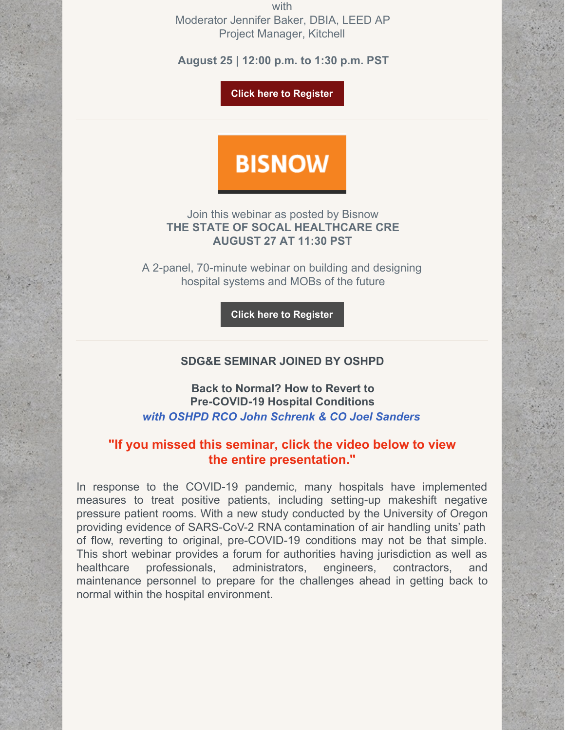with
Moderator Jennifer Baker, DBIA, LEED AP
Project Manager, Kitchell

**August 25 | 12:00 p.m. to 1:30 p.m. PST**

**Click here to Register**

---

BISNOW

Join this webinar as posted by Bisnow
**THE STATE OF SOCAL HEALTHCARE CRE**
**AUGUST 27 AT 11:30 PST**

A 2-panel, 70-minute webinar on building and designing hospital systems and MOBs of the future

**Click here to Register**

---

**SDG&E SEMINAR JOINED BY OSHPD**

**Back to Normal? How to Revert to Pre-COVID-19 Hospital Conditions**
***with OSHPD RCO John Schrenk & CO Joel Sanders***

**"If you missed this seminar, click the video below to view the entire presentation."**

In response to the COVID-19 pandemic, many hospitals have implemented measures to treat positive patients, including setting-up makeshift negative pressure patient rooms. With a new study conducted by the University of Oregon providing evidence of SARS-CoV-2 RNA contamination of air handling units' path of flow, reverting to original, pre-COVID-19 conditions may not be that simple. This short webinar provides a forum for authorities having jurisdiction as well as healthcare professionals, administrators, engineers, contractors, and maintenance personnel to prepare for the challenges ahead in getting back to normal within the hospital environment.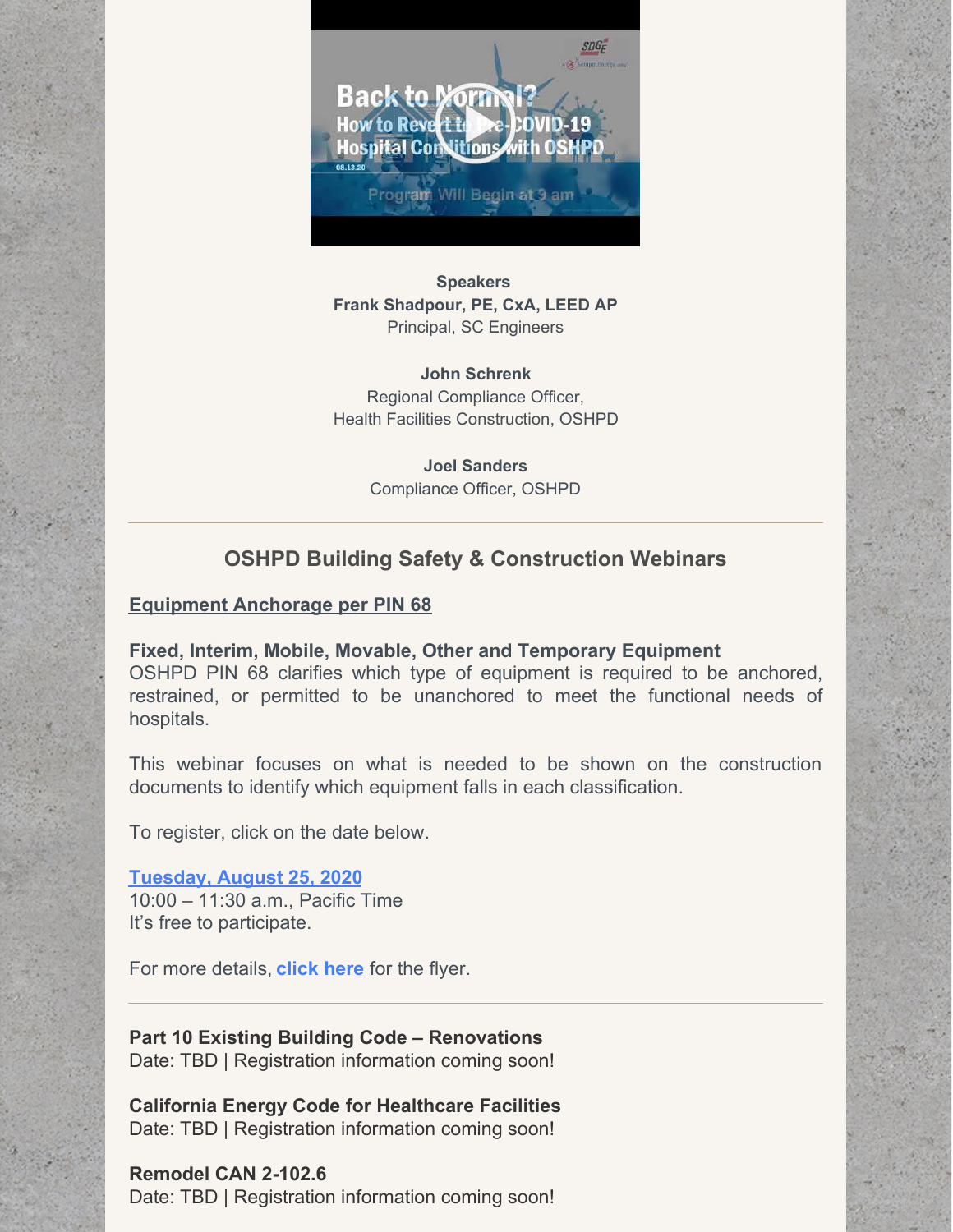**Speakers**
**Frank Shadpour, PE, CxA, LEED AP**
Principal, SC Engineers

**John Schrenk**
Regional Compliance Officer,
Health Facilities Construction, OSHPD

**Joel Sanders**
Compliance Officer, OSHPD

---

## OSHPD Building Safety & Construction Webinars

**Equipment Anchorage per PIN 68**

**Fixed, Interim, Mobile, Movable, Other and Temporary Equipment**
OSHPD PIN 68 clarifies which type of equipment is required to be anchored, restrained, or permitted to be unanchored to meet the functional needs of hospitals.

This webinar focuses on what is needed to be shown on the construction documents to identify which equipment falls in each classification.

To register, click on the date below.

Tuesday, August 25, 2020
10:00 – 11:30 a.m., Pacific Time
It's free to participate.

For more details, **click here** for the flyer.

---

**Part 10 Existing Building Code – Renovations**
Date: TBD | Registration information coming soon!

**California Energy Code for Healthcare Facilities**
Date: TBD | Registration information coming soon!

**Remodel CAN 2-102.6**
Date: TBD | Registration information coming soon!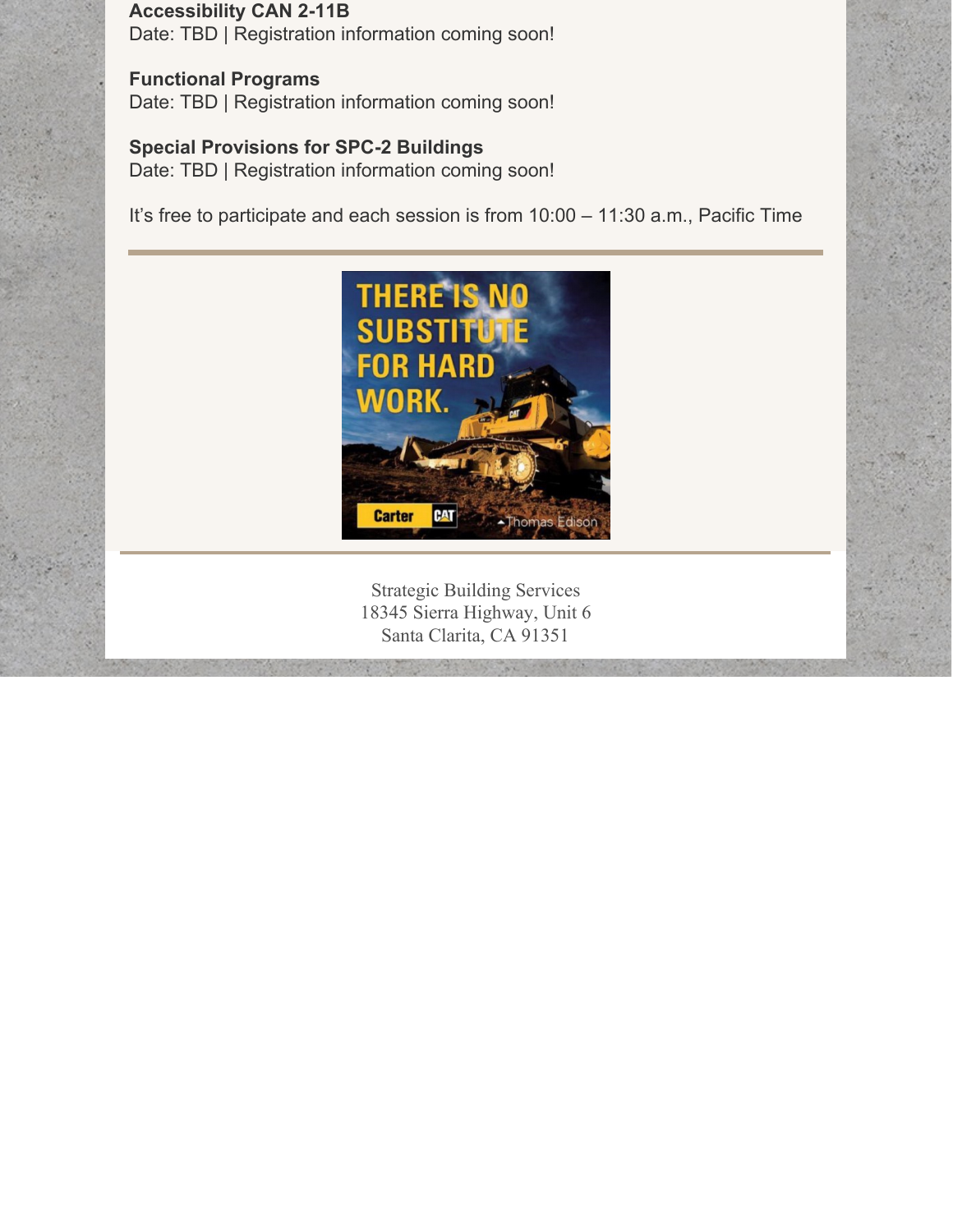**Accessibility CAN 2-11B**
Date: TBD | Registration information coming soon!

**Functional Programs**
Date: TBD | Registration information coming soon!

**Special Provisions for SPC-2 Buildings**
Date: TBD | Registration information coming soon!

It's free to participate and each session is from 10:00 – 11:30 a.m., Pacific Time

---

---

Strategic Building Services
18345 Sierra Highway, Unit 6
Santa Clarita, CA 91351